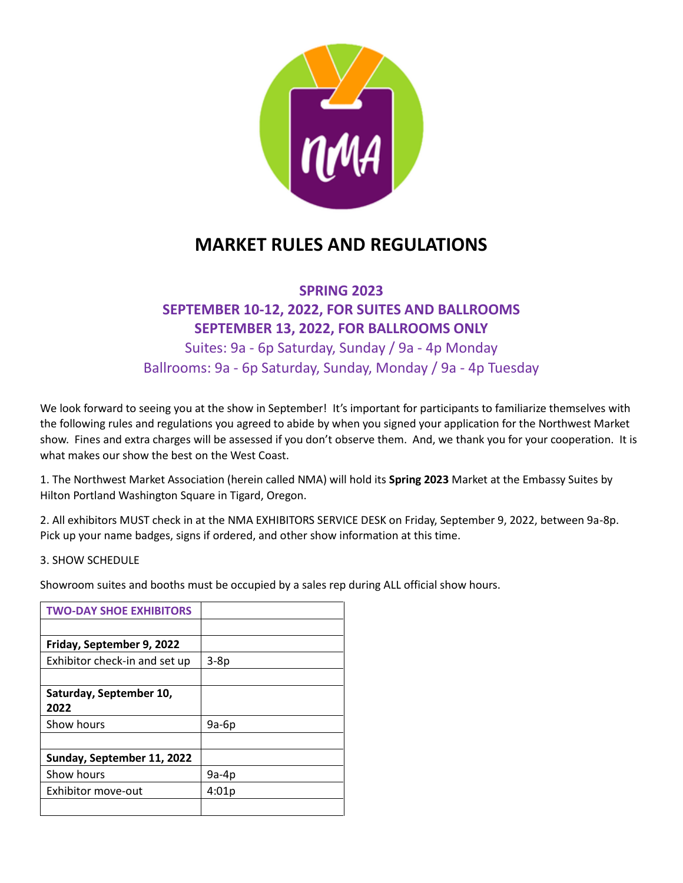# MARKET RULES AND REGULATIONS

**SPRING 2023**
**SEPTEMBER 10-12, 2022, FOR SUITES AND BALLROOMS**
**SEPTEMBER 13, 2022, FOR BALLROOMS ONLY**

Suites: 9a - 6p Saturday, Sunday / 9a - 4p Monday
Ballrooms: 9a - 6p Saturday, Sunday, Monday / 9a - 4p Tuesday

We look forward to seeing you at the show in September! It's important for participants to familiarize themselves with the following rules and regulations you agreed to abide by when you signed your application for the Northwest Market show. Fines and extra charges will be assessed if you don't observe them. And, we thank you for your cooperation. It is what makes our show the best on the West Coast.

1. The Northwest Market Association (herein called NMA) will hold its **Spring 2023** Market at the Embassy Suites by Hilton Portland Washington Square in Tigard, Oregon.

2. All exhibitors MUST check in at the NMA EXHIBITORS SERVICE DESK on Friday, September 9, 2022, between 9a-8p. Pick up your name badges, signs if ordered, and other show information at this time.

3. SHOW SCHEDULE

Showroom suites and booths must be occupied by a sales rep during ALL official show hours.

| **TWO-DAY SHOE EXHIBITORS** | |
|---|---|
| | |
| **Friday, September 9, 2022** | |
| Exhibitor check-in and set up | 3-8p |
| | |
| **Saturday, September 10, 2022** | |
| Show hours | 9a-6p |
| | |
| **Sunday, September 11, 2022** | |
| Show hours | 9a-4p |
| Exhibitor move-out | 4:01p |
| | |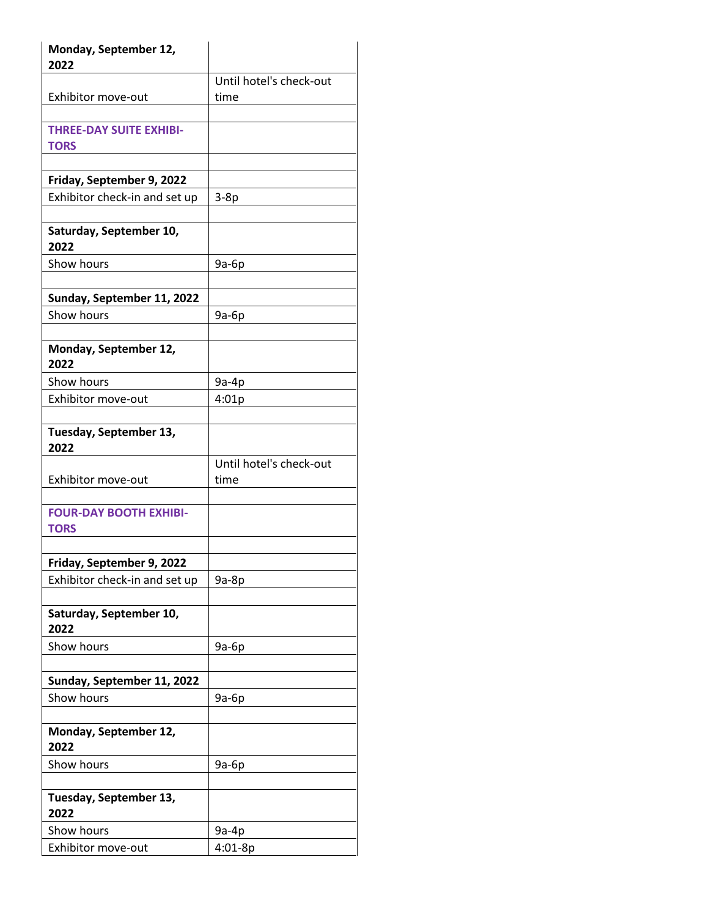| **Monday, September 12, 2022** | |
|---|---|
| Exhibitor move-out | Until hotel's check-out time |
| | |
| **THREE-DAY SUITE EXHIBITORS** | |
| | |
| **Friday, September 9, 2022** | |
| Exhibitor check-in and set up | 3-8p |
| | |
| **Saturday, September 10, 2022** | |
| Show hours | 9a-6p |
| | |
| **Sunday, September 11, 2022** | |
| Show hours | 9a-6p |
| | |
| **Monday, September 12, 2022** | |
| Show hours | 9a-4p |
| Exhibitor move-out | 4:01p |
| | |
| **Tuesday, September 13, 2022** | |
| Exhibitor move-out | Until hotel's check-out time |
| | |
| **FOUR-DAY BOOTH EXHIBITORS** | |
| | |
| **Friday, September 9, 2022** | |
| Exhibitor check-in and set up | 9a-8p |
| | |
| **Saturday, September 10, 2022** | |
| Show hours | 9a-6p |
| | |
| **Sunday, September 11, 2022** | |
| Show hours | 9a-6p |
| | |
| **Monday, September 12, 2022** | |
| Show hours | 9a-6p |
| | |
| **Tuesday, September 13, 2022** | |
| Show hours | 9a-4p |
| Exhibitor move-out | 4:01-8p |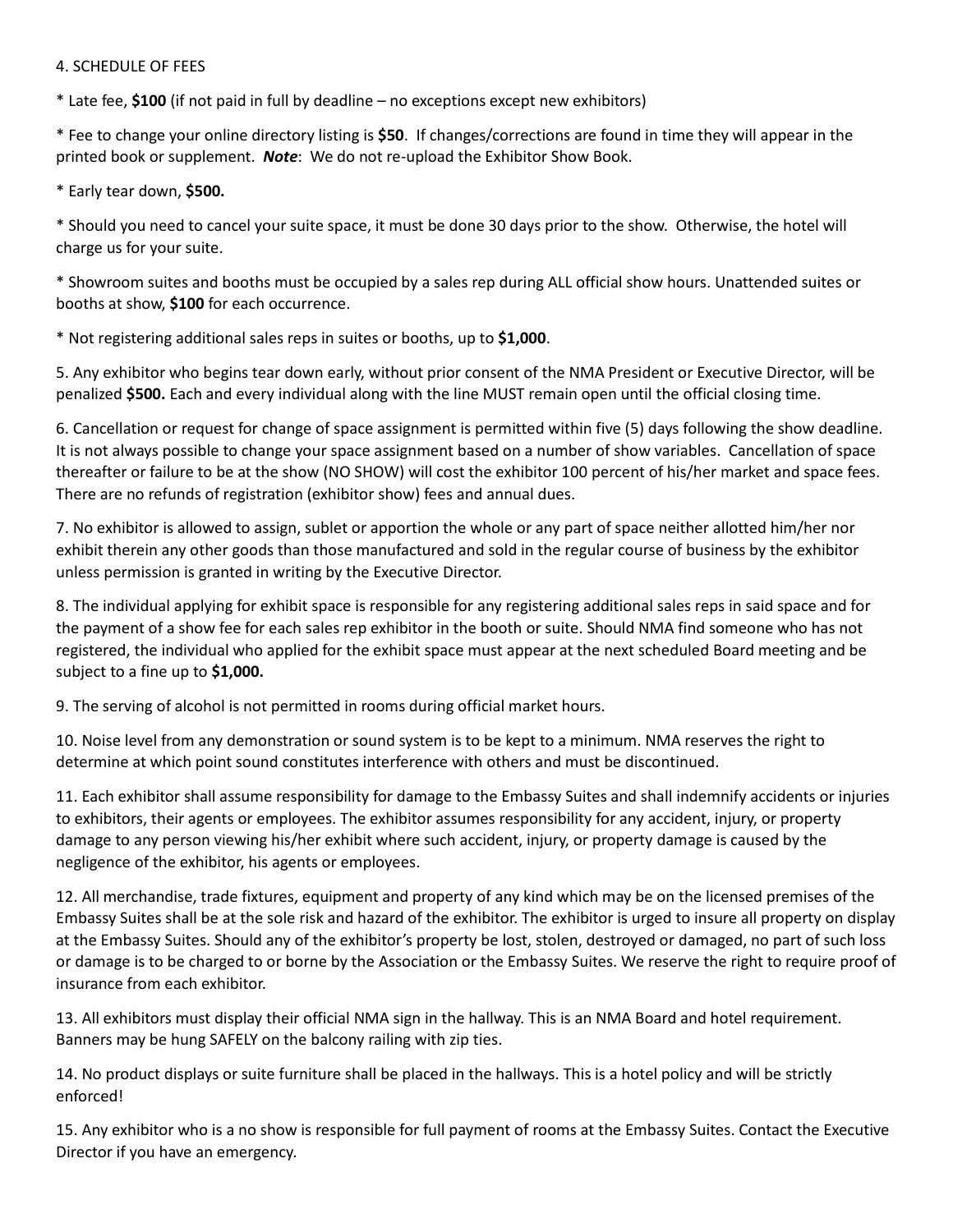4. SCHEDULE OF FEES

* Late fee, **$100** (if not paid in full by deadline – no exceptions except new exhibitors)

* Fee to change your online directory listing is **$50**. If changes/corrections are found in time they will appear in the printed book or supplement. ***Note***: We do not re-upload the Exhibitor Show Book.

* Early tear down, **$500.**

* Should you need to cancel your suite space, it must be done 30 days prior to the show. Otherwise, the hotel will charge us for your suite.

* Showroom suites and booths must be occupied by a sales rep during ALL official show hours. Unattended suites or booths at show, **$100** for each occurrence.

* Not registering additional sales reps in suites or booths, up to **$1,000**.

5. Any exhibitor who begins tear down early, without prior consent of the NMA President or Executive Director, will be penalized **$500.** Each and every individual along with the line MUST remain open until the official closing time.

6. Cancellation or request for change of space assignment is permitted within five (5) days following the show deadline. It is not always possible to change your space assignment based on a number of show variables. Cancellation of space thereafter or failure to be at the show (NO SHOW) will cost the exhibitor 100 percent of his/her market and space fees. There are no refunds of registration (exhibitor show) fees and annual dues.

7. No exhibitor is allowed to assign, sublet or apportion the whole or any part of space neither allotted him/her nor exhibit therein any other goods than those manufactured and sold in the regular course of business by the exhibitor unless permission is granted in writing by the Executive Director.

8. The individual applying for exhibit space is responsible for any registering additional sales reps in said space and for the payment of a show fee for each sales rep exhibitor in the booth or suite. Should NMA find someone who has not registered, the individual who applied for the exhibit space must appear at the next scheduled Board meeting and be subject to a fine up to **$1,000.**

9. The serving of alcohol is not permitted in rooms during official market hours.

10. Noise level from any demonstration or sound system is to be kept to a minimum. NMA reserves the right to determine at which point sound constitutes interference with others and must be discontinued.

11. Each exhibitor shall assume responsibility for damage to the Embassy Suites and shall indemnify accidents or injuries to exhibitors, their agents or employees. The exhibitor assumes responsibility for any accident, injury, or property damage to any person viewing his/her exhibit where such accident, injury, or property damage is caused by the negligence of the exhibitor, his agents or employees.

12. All merchandise, trade fixtures, equipment and property of any kind which may be on the licensed premises of the Embassy Suites shall be at the sole risk and hazard of the exhibitor. The exhibitor is urged to insure all property on display at the Embassy Suites. Should any of the exhibitor's property be lost, stolen, destroyed or damaged, no part of such loss or damage is to be charged to or borne by the Association or the Embassy Suites. We reserve the right to require proof of insurance from each exhibitor.

13. All exhibitors must display their official NMA sign in the hallway. This is an NMA Board and hotel requirement. Banners may be hung SAFELY on the balcony railing with zip ties.

14. No product displays or suite furniture shall be placed in the hallways. This is a hotel policy and will be strictly enforced!

15. Any exhibitor who is a no show is responsible for full payment of rooms at the Embassy Suites. Contact the Executive Director if you have an emergency.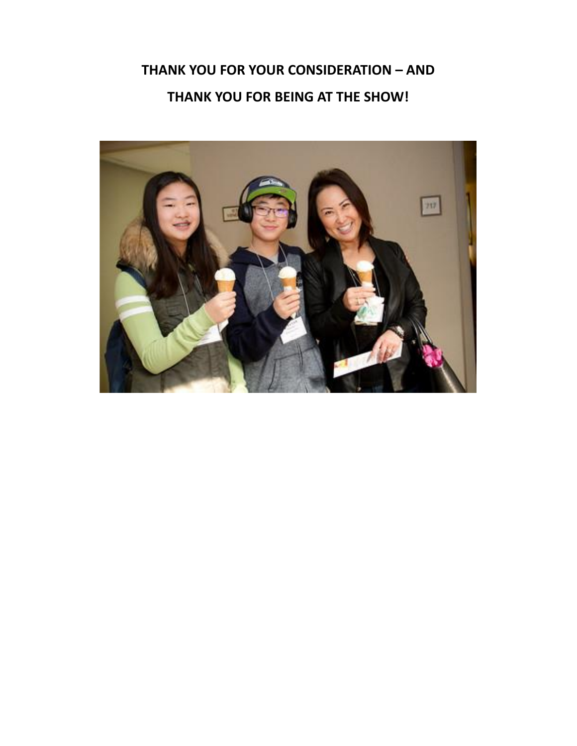**THANK YOU FOR YOUR CONSIDERATION – AND**

**THANK YOU FOR BEING AT THE SHOW!**